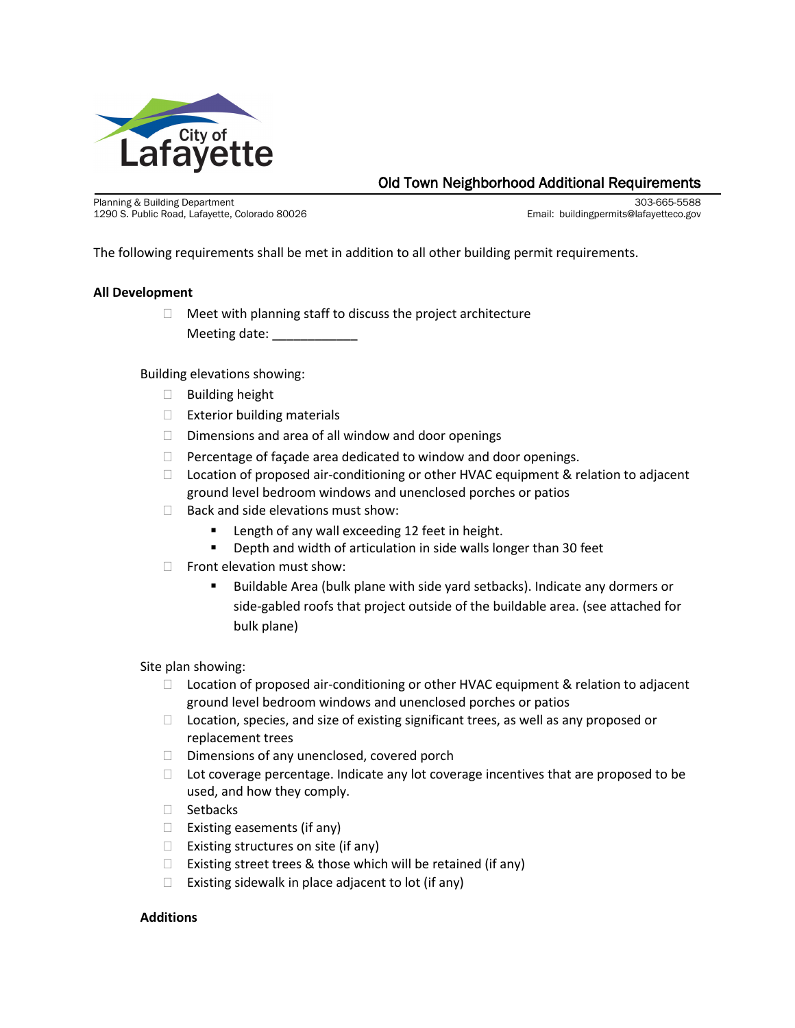City of Lafayette

# Old Town Neighborhood Additional Requirements

Planning & Building Department
1290 S. Public Road, Lafayette, Colorado 80026

303-665-5588
Email: buildingpermits@lafayetteco.gov

The following requirements shall be met in addition to all other building permit requirements.

**All Development**

- ☐ Meet with planning staff to discuss the project architecture
  Meeting date: ____________

Building elevations showing:

- ☐ Building height
- ☐ Exterior building materials
- ☐ Dimensions and area of all window and door openings
- ☐ Percentage of façade area dedicated to window and door openings.
- ☐ Location of proposed air-conditioning or other HVAC equipment & relation to adjacent ground level bedroom windows and unenclosed porches or patios
- ☐ Back and side elevations must show:
  - Length of any wall exceeding 12 feet in height.
  - Depth and width of articulation in side walls longer than 30 feet
- ☐ Front elevation must show:
  - Buildable Area (bulk plane with side yard setbacks). Indicate any dormers or side-gabled roofs that project outside of the buildable area. (see attached for bulk plane)

Site plan showing:

- ☐ Location of proposed air-conditioning or other HVAC equipment & relation to adjacent ground level bedroom windows and unenclosed porches or patios
- ☐ Location, species, and size of existing significant trees, as well as any proposed or replacement trees
- ☐ Dimensions of any unenclosed, covered porch
- ☐ Lot coverage percentage. Indicate any lot coverage incentives that are proposed to be used, and how they comply.
- ☐ Setbacks
- ☐ Existing easements (if any)
- ☐ Existing structures on site (if any)
- ☐ Existing street trees & those which will be retained (if any)
- ☐ Existing sidewalk in place adjacent to lot (if any)

**Additions**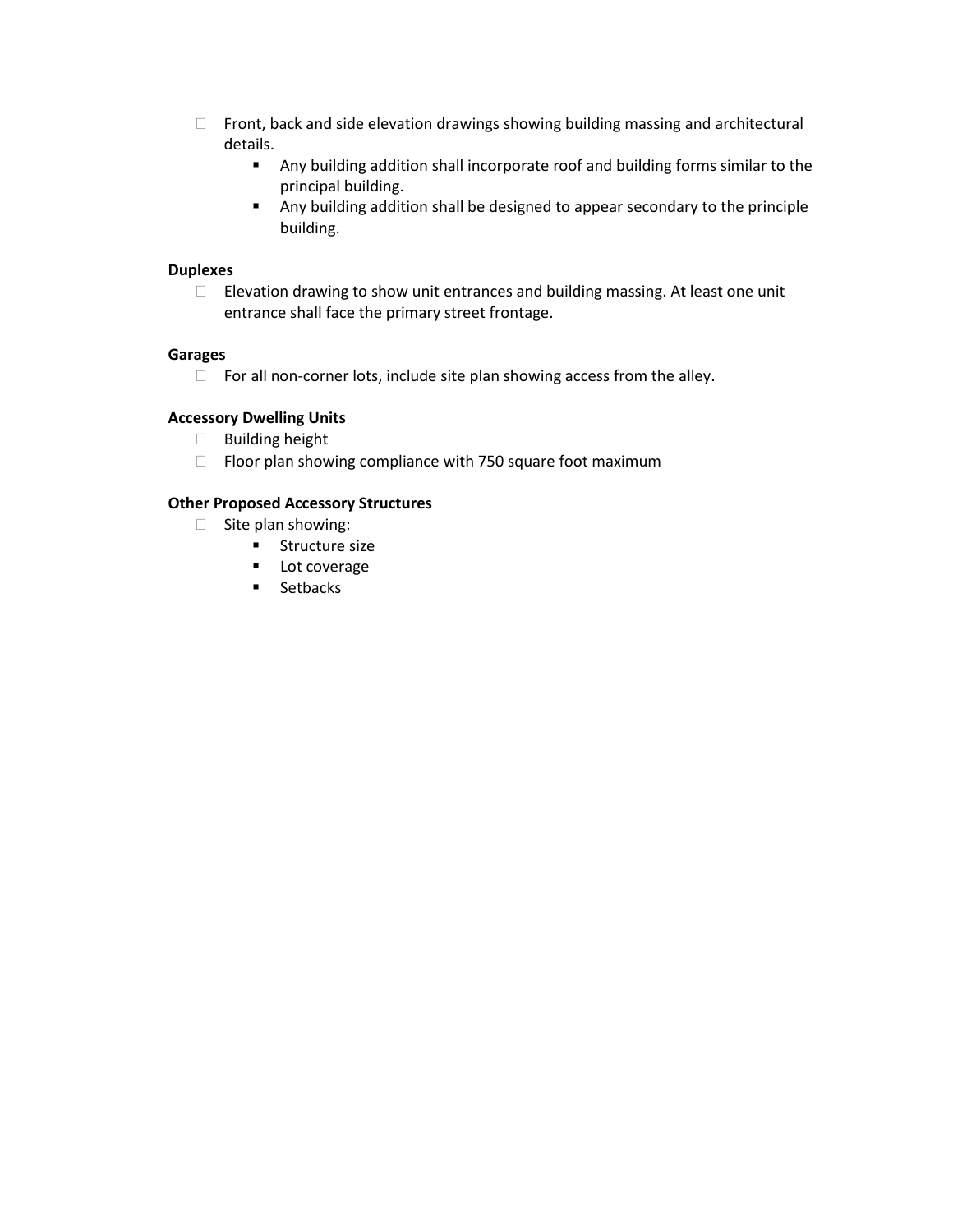- Front, back and side elevation drawings showing building massing and architectural details.
  - Any building addition shall incorporate roof and building forms similar to the principal building.
  - Any building addition shall be designed to appear secondary to the principle building.

**Duplexes**

- Elevation drawing to show unit entrances and building massing. At least one unit entrance shall face the primary street frontage.

**Garages**

- For all non-corner lots, include site plan showing access from the alley.

**Accessory Dwelling Units**

- Building height
- Floor plan showing compliance with 750 square foot maximum

**Other Proposed Accessory Structures**

- Site plan showing:
  - Structure size
  - Lot coverage
  - Setbacks